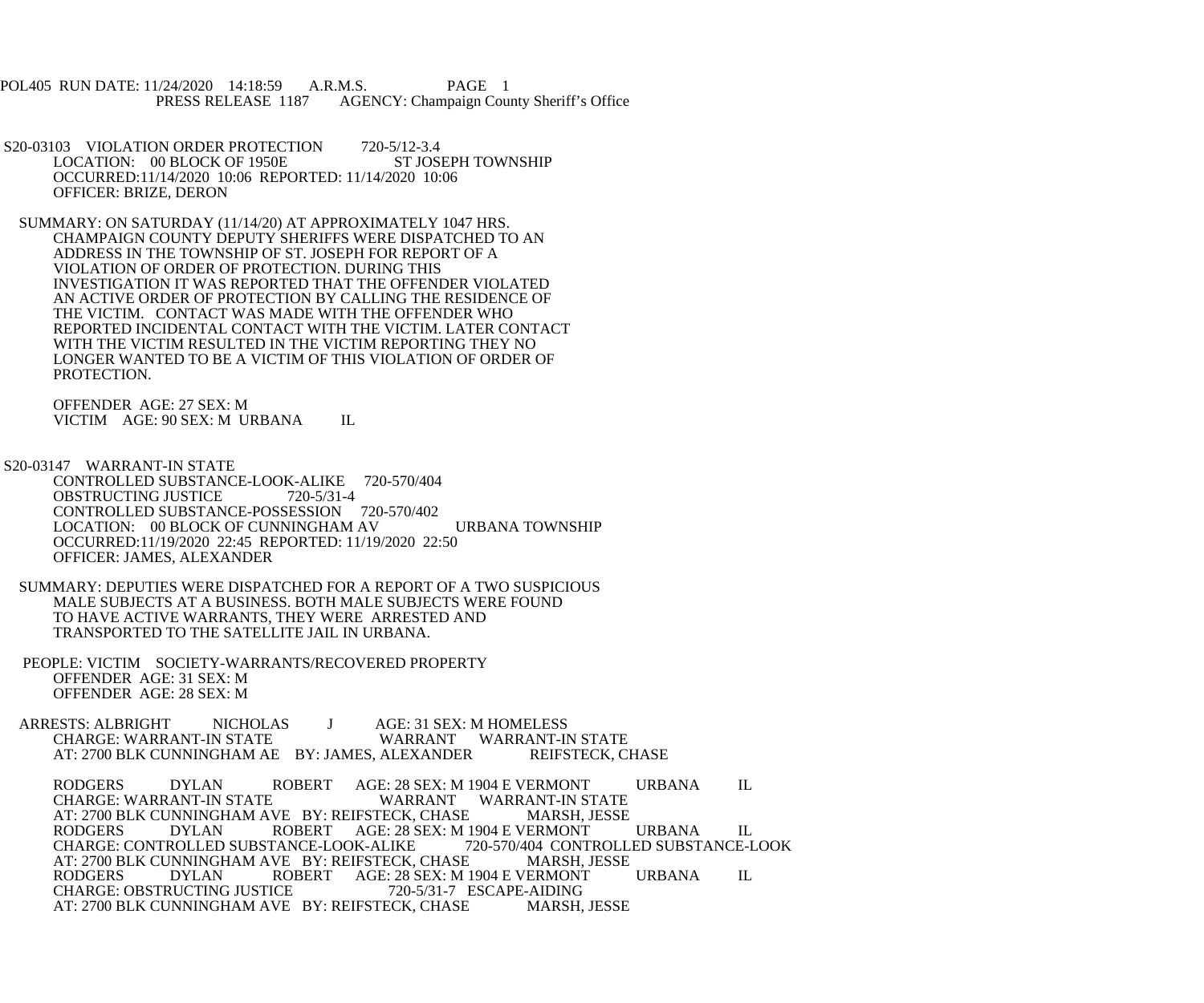POL405 RUN DATE: 11/24/2020 14:18:59 A.R.M.S. PAGE 1
PRESS RELEASE 1187 AGENCY: Champaign County Sheriff's Office

S20-03103 VIOLATION ORDER PROTECTION 720-5/12-3.4
LOCATION: 00 BLOCK OF 1950E ST JOSEPH TOWNSHIP
OCCURRED:11/14/2020 10:06 REPORTED: 11/14/2020 10:06
OFFICER: BRIZE, DERON

SUMMARY: ON SATURDAY (11/14/20) AT APPROXIMATELY 1047 HRS. CHAMPAIGN COUNTY DEPUTY SHERIFFS WERE DISPATCHED TO AN ADDRESS IN THE TOWNSHIP OF ST. JOSEPH FOR REPORT OF A VIOLATION OF ORDER OF PROTECTION. DURING THIS INVESTIGATION IT WAS REPORTED THAT THE OFFENDER VIOLATED AN ACTIVE ORDER OF PROTECTION BY CALLING THE RESIDENCE OF THE VICTIM. CONTACT WAS MADE WITH THE OFFENDER WHO REPORTED INCIDENTAL CONTACT WITH THE VICTIM. LATER CONTACT WITH THE VICTIM RESULTED IN THE VICTIM REPORTING THEY NO LONGER WANTED TO BE A VICTIM OF THIS VIOLATION OF ORDER OF PROTECTION.

OFFENDER AGE: 27 SEX: M
VICTIM AGE: 90 SEX: M URBANA IL

S20-03147 WARRANT-IN STATE
CONTROLLED SUBSTANCE-LOOK-ALIKE 720-570/404
OBSTRUCTING JUSTICE 720-5/31-4
CONTROLLED SUBSTANCE-POSSESSION 720-570/402
LOCATION: 00 BLOCK OF CUNNINGHAM AV URBANA TOWNSHIP
OCCURRED:11/19/2020 22:45 REPORTED: 11/19/2020 22:50
OFFICER: JAMES, ALEXANDER

SUMMARY: DEPUTIES WERE DISPATCHED FOR A REPORT OF A TWO SUSPICIOUS MALE SUBJECTS AT A BUSINESS. BOTH MALE SUBJECTS WERE FOUND TO HAVE ACTIVE WARRANTS, THEY WERE ARRESTED AND TRANSPORTED TO THE SATELLITE JAIL IN URBANA.

PEOPLE: VICTIM SOCIETY-WARRANTS/RECOVERED PROPERTY
OFFENDER AGE: 31 SEX: M
OFFENDER AGE: 28 SEX: M

ARRESTS: ALBRIGHT NICHOLAS J AGE: 31 SEX: M HOMELESS
CHARGE: WARRANT-IN STATE WARRANT WARRANT-IN STATE
AT: 2700 BLK CUNNINGHAM AE BY: JAMES, ALEXANDER REIFSTECK, CHASE

RODGERS DYLAN ROBERT AGE: 28 SEX: M 1904 E VERMONT URBANA IL
CHARGE: WARRANT-IN STATE WARRANT WARRANT-IN STATE
AT: 2700 BLK CUNNINGHAM AVE BY: REIFSTECK, CHASE MARSH, JESSE
RODGERS DYLAN ROBERT AGE: 28 SEX: M 1904 E VERMONT URBANA IL
CHARGE: CONTROLLED SUBSTANCE-LOOK-ALIKE 720-570/404 CONTROLLED SUBSTANCE-LOOK
AT: 2700 BLK CUNNINGHAM AVE BY: REIFSTECK, CHASE MARSH, JESSE
RODGERS DYLAN ROBERT AGE: 28 SEX: M 1904 E VERMONT URBANA IL
CHARGE: OBSTRUCTING JUSTICE 720-5/31-7 ESCAPE-AIDING
AT: 2700 BLK CUNNINGHAM AVE BY: REIFSTECK, CHASE MARSH, JESSE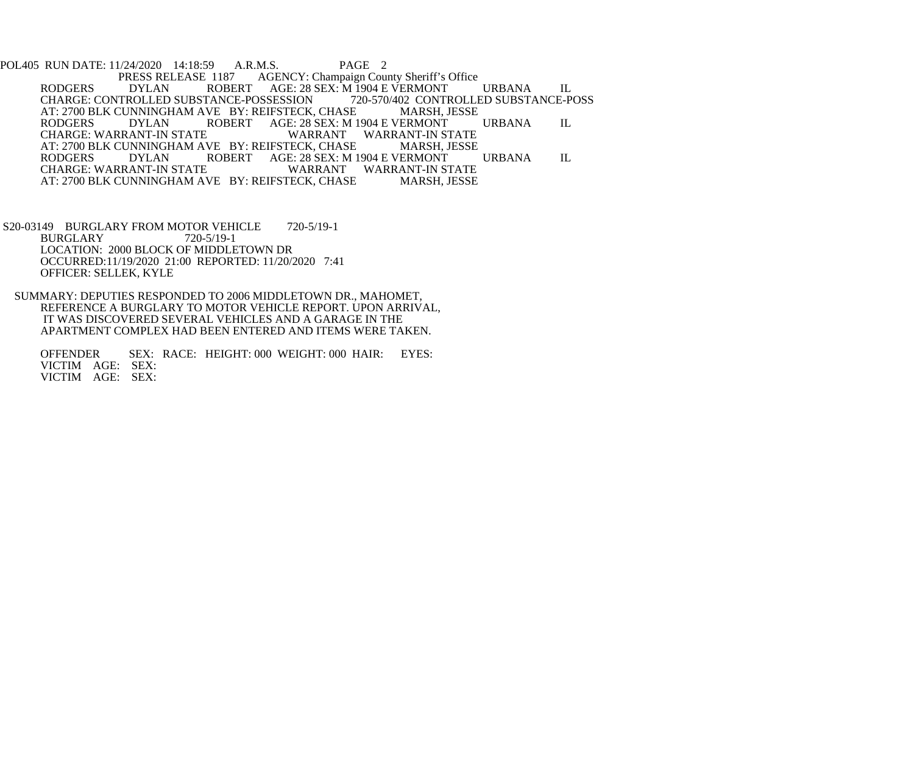POL405 RUN DATE: 11/24/2020 14:18:59 A.R.M.S. PAGE 2
PRESS RELEASE 1187 AGENCY: Champaign County Sheriff's Office

RODGERS DYLAN ROBERT AGE: 28 SEX: M 1904 E VERMONT URBANA IL
CHARGE: CONTROLLED SUBSTANCE-POSSESSION 720-570/402 CONTROLLED SUBSTANCE-POSS
AT: 2700 BLK CUNNINGHAM AVE BY: REIFSTECK, CHASE MARSH, JESSE

RODGERS DYLAN ROBERT AGE: 28 SEX: M 1904 E VERMONT URBANA IL
CHARGE: WARRANT-IN STATE WARRANT WARRANT-IN STATE
AT: 2700 BLK CUNNINGHAM AVE BY: REIFSTECK, CHASE MARSH, JESSE

RODGERS DYLAN ROBERT AGE: 28 SEX: M 1904 E VERMONT URBANA IL
CHARGE: WARRANT-IN STATE WARRANT WARRANT-IN STATE
AT: 2700 BLK CUNNINGHAM AVE BY: REIFSTECK, CHASE MARSH, JESSE

S20-03149 BURGLARY FROM MOTOR VEHICLE 720-5/19-1
BURGLARY 720-5/19-1
LOCATION: 2000 BLOCK OF MIDDLETOWN DR
OCCURRED:11/19/2020 21:00 REPORTED: 11/20/2020 7:41
OFFICER: SELLEK, KYLE

SUMMARY: DEPUTIES RESPONDED TO 2006 MIDDLETOWN DR., MAHOMET, REFERENCE A BURGLARY TO MOTOR VEHICLE REPORT. UPON ARRIVAL, IT WAS DISCOVERED SEVERAL VEHICLES AND A GARAGE IN THE APARTMENT COMPLEX HAD BEEN ENTERED AND ITEMS WERE TAKEN.

OFFENDER SEX: RACE: HEIGHT: 000 WEIGHT: 000 HAIR: EYES:
VICTIM AGE: SEX:
VICTIM AGE: SEX: